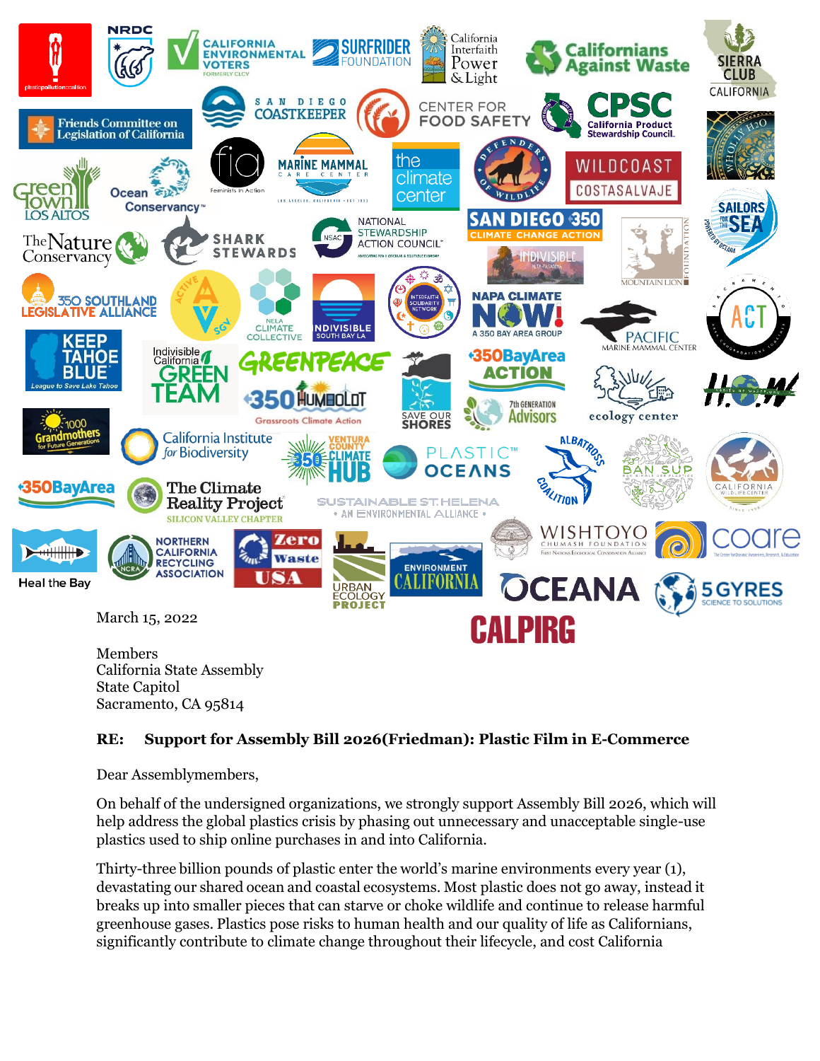March 15, 2022

Members
California State Assembly
State Capitol
Sacramento, CA 95814

**RE: Support for Assembly Bill 2026(Friedman): Plastic Film in E-Commerce**

Dear Assemblymembers,

On behalf of the undersigned organizations, we strongly support Assembly Bill 2026, which will help address the global plastics crisis by phasing out unnecessary and unacceptable single-use plastics used to ship online purchases in and into California.

Thirty-three billion pounds of plastic enter the world's marine environments every year (1), devastating our shared ocean and coastal ecosystems. Most plastic does not go away, instead it breaks up into smaller pieces that can starve or choke wildlife and continue to release harmful greenhouse gases. Plastics pose risks to human health and our quality of life as Californians, significantly contribute to climate change throughout their lifecycle, and cost California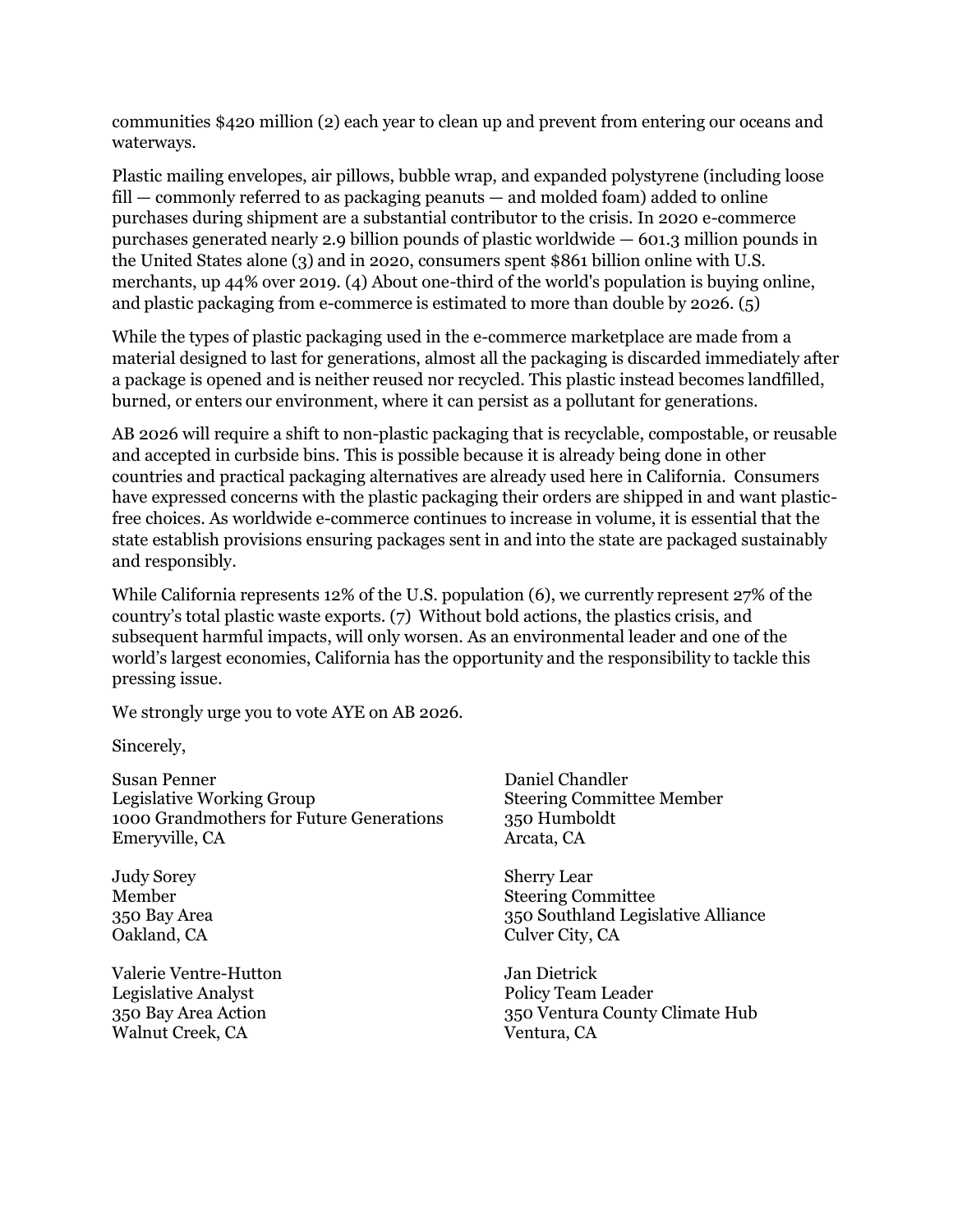communities $420 million (2) each year to clean up and prevent from entering our oceans and waterways.

Plastic mailing envelopes, air pillows, bubble wrap, and expanded polystyrene (including loose fill — commonly referred to as packaging peanuts — and molded foam) added to online purchases during shipment are a substantial contributor to the crisis. In 2020 e-commerce purchases generated nearly 2.9 billion pounds of plastic worldwide — 601.3 million pounds in the United States alone (3) and in 2020, consumers spent $861 billion online with U.S. merchants, up 44% over 2019. (4) About one-third of the world's population is buying online, and plastic packaging from e-commerce is estimated to more than double by 2026. (5)

While the types of plastic packaging used in the e-commerce marketplace are made from a material designed to last for generations, almost all the packaging is discarded immediately after a package is opened and is neither reused nor recycled. This plastic instead becomes landfilled, burned, or enters our environment, where it can persist as a pollutant for generations.

AB 2026 will require a shift to non-plastic packaging that is recyclable, compostable, or reusable and accepted in curbside bins. This is possible because it is already being done in other countries and practical packaging alternatives are already used here in California. Consumers have expressed concerns with the plastic packaging their orders are shipped in and want plastic-free choices. As worldwide e-commerce continues to increase in volume, it is essential that the state establish provisions ensuring packages sent in and into the state are packaged sustainably and responsibly.

While California represents 12% of the U.S. population (6), we currently represent 27% of the country's total plastic waste exports. (7) Without bold actions, the plastics crisis, and subsequent harmful impacts, will only worsen. As an environmental leader and one of the world's largest economies, California has the opportunity and the responsibility to tackle this pressing issue.

We strongly urge you to vote AYE on AB 2026.

Sincerely,

Susan Penner
Legislative Working Group
1000 Grandmothers for Future Generations
Emeryville, CA

Daniel Chandler
Steering Committee Member
350 Humboldt
Arcata, CA

Judy Sorey
Member
350 Bay Area
Oakland, CA

Sherry Lear
Steering Committee
350 Southland Legislative Alliance
Culver City, CA

Valerie Ventre-Hutton
Legislative Analyst
350 Bay Area Action
Walnut Creek, CA

Jan Dietrick
Policy Team Leader
350 Ventura County Climate Hub
Ventura, CA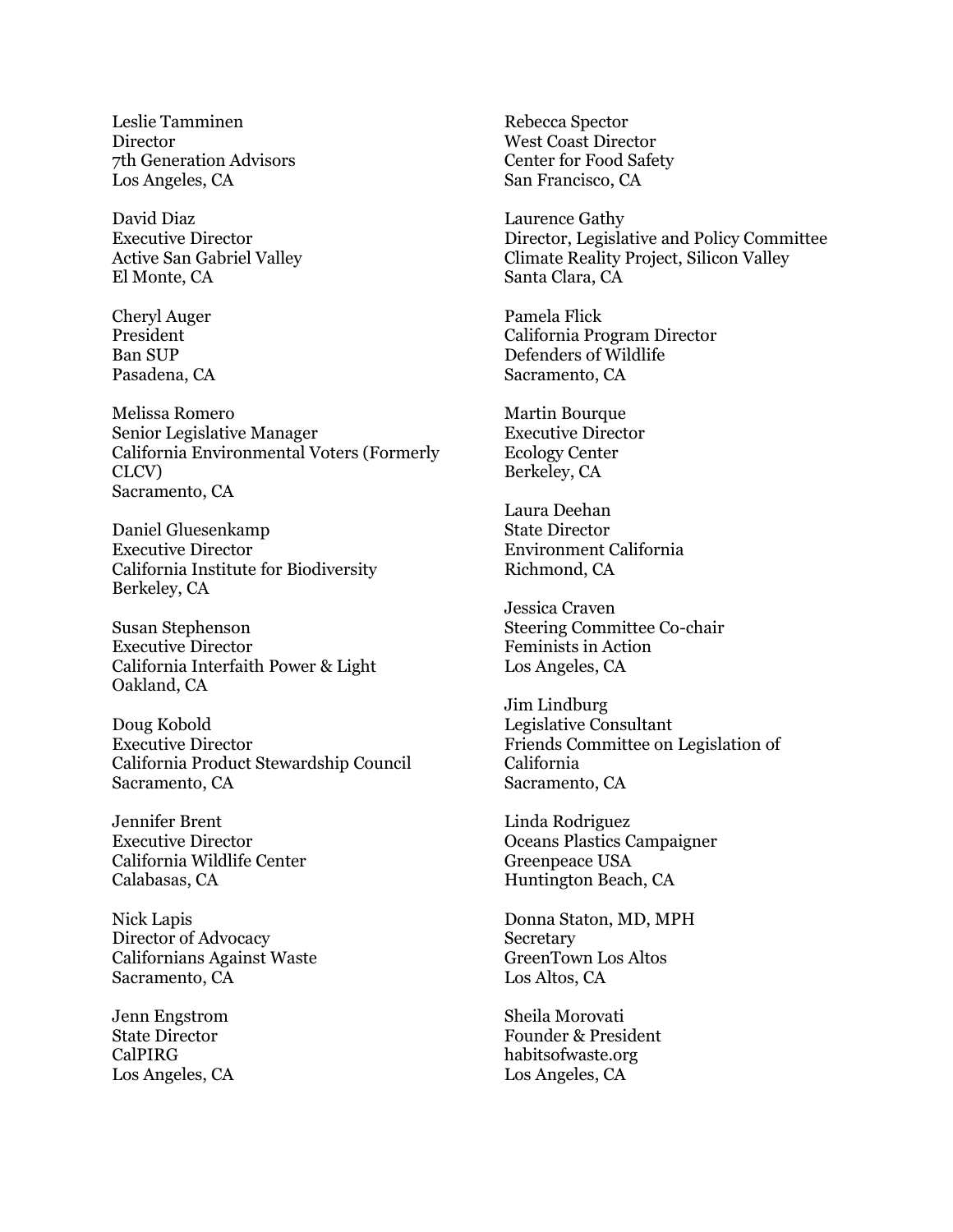Leslie Tamminen
Director
7th Generation Advisors
Los Angeles, CA

David Diaz
Executive Director
Active San Gabriel Valley
El Monte, CA

Cheryl Auger
President
Ban SUP
Pasadena, CA

Melissa Romero
Senior Legislative Manager
California Environmental Voters (Formerly CLCV)
Sacramento, CA

Daniel Gluesenkamp
Executive Director
California Institute for Biodiversity
Berkeley, CA

Susan Stephenson
Executive Director
California Interfaith Power & Light
Oakland, CA

Doug Kobold
Executive Director
California Product Stewardship Council
Sacramento, CA

Jennifer Brent
Executive Director
California Wildlife Center
Calabasas, CA

Nick Lapis
Director of Advocacy
Californians Against Waste
Sacramento, CA

Jenn Engstrom
State Director
CalPIRG
Los Angeles, CA

Rebecca Spector
West Coast Director
Center for Food Safety
San Francisco, CA

Laurence Gathy
Director, Legislative and Policy Committee
Climate Reality Project, Silicon Valley
Santa Clara, CA

Pamela Flick
California Program Director
Defenders of Wildlife
Sacramento, CA

Martin Bourque
Executive Director
Ecology Center
Berkeley, CA

Laura Deehan
State Director
Environment California
Richmond, CA

Jessica Craven
Steering Committee Co-chair
Feminists in Action
Los Angeles, CA

Jim Lindburg
Legislative Consultant
Friends Committee on Legislation of California
Sacramento, CA

Linda Rodriguez
Oceans Plastics Campaigner
Greenpeace USA
Huntington Beach, CA

Donna Staton, MD, MPH
Secretary
GreenTown Los Altos
Los Altos, CA

Sheila Morovati
Founder & President
habitsofwaste.org
Los Angeles, CA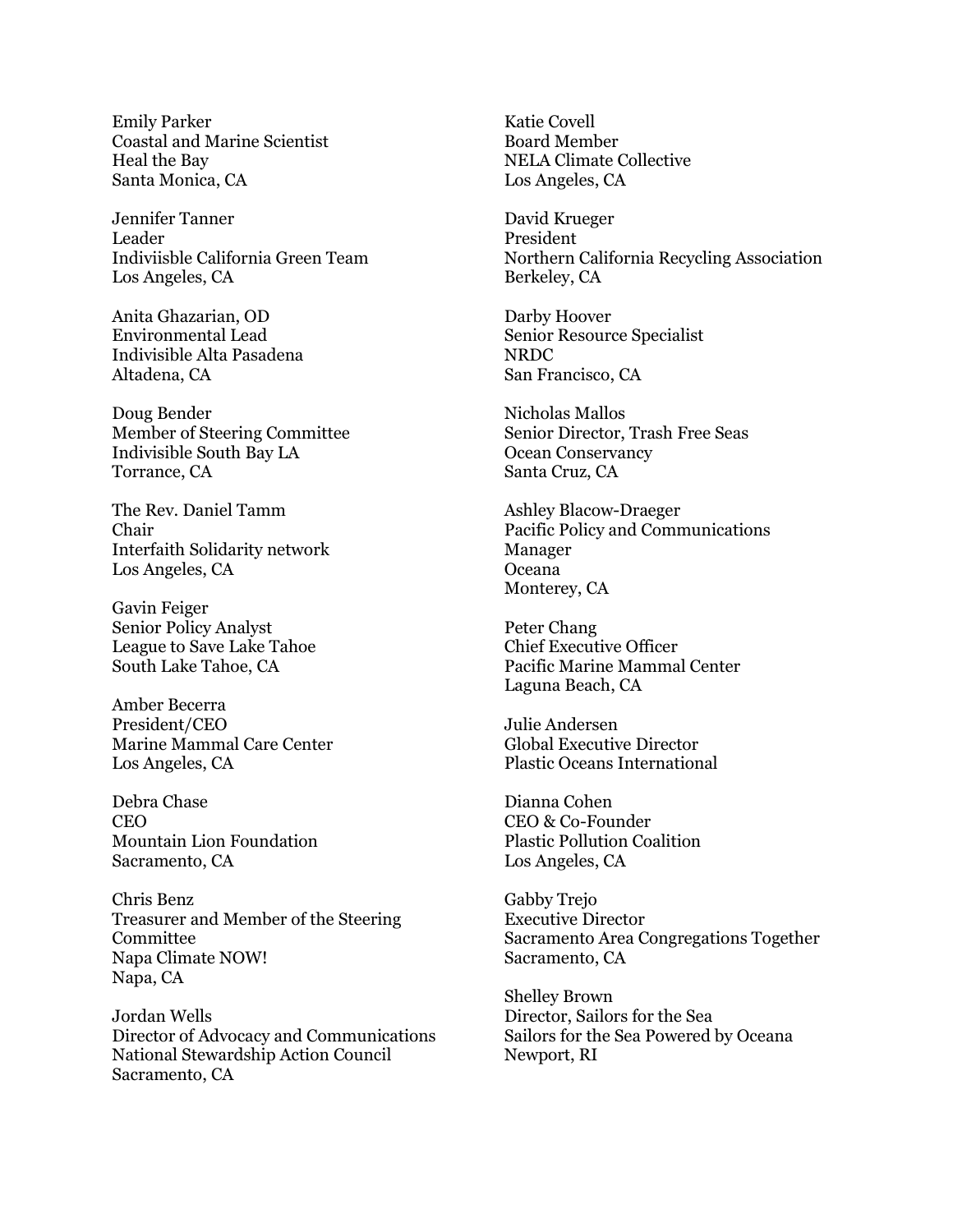Emily Parker
Coastal and Marine Scientist
Heal the Bay
Santa Monica, CA

Jennifer Tanner
Leader
Indiviisble California Green Team
Los Angeles, CA

Anita Ghazarian, OD
Environmental Lead
Indivisible Alta Pasadena
Altadena, CA

Doug Bender
Member of Steering Committee
Indivisible South Bay LA
Torrance, CA

The Rev. Daniel Tamm
Chair
Interfaith Solidarity network
Los Angeles, CA

Gavin Feiger
Senior Policy Analyst
League to Save Lake Tahoe
South Lake Tahoe, CA

Amber Becerra
President/CEO
Marine Mammal Care Center
Los Angeles, CA

Debra Chase
CEO
Mountain Lion Foundation
Sacramento, CA

Chris Benz
Treasurer and Member of the Steering Committee
Napa Climate NOW!
Napa, CA

Jordan Wells
Director of Advocacy and Communications
National Stewardship Action Council
Sacramento, CA

Katie Covell
Board Member
NELA Climate Collective
Los Angeles, CA

David Krueger
President
Northern California Recycling Association
Berkeley, CA

Darby Hoover
Senior Resource Specialist
NRDC
San Francisco, CA

Nicholas Mallos
Senior Director, Trash Free Seas
Ocean Conservancy
Santa Cruz, CA

Ashley Blacow-Draeger
Pacific Policy and Communications Manager
Oceana
Monterey, CA

Peter Chang
Chief Executive Officer
Pacific Marine Mammal Center
Laguna Beach, CA

Julie Andersen
Global Executive Director
Plastic Oceans International

Dianna Cohen
CEO & Co-Founder
Plastic Pollution Coalition
Los Angeles, CA

Gabby Trejo
Executive Director
Sacramento Area Congregations Together
Sacramento, CA

Shelley Brown
Director, Sailors for the Sea
Sailors for the Sea Powered by Oceana
Newport, RI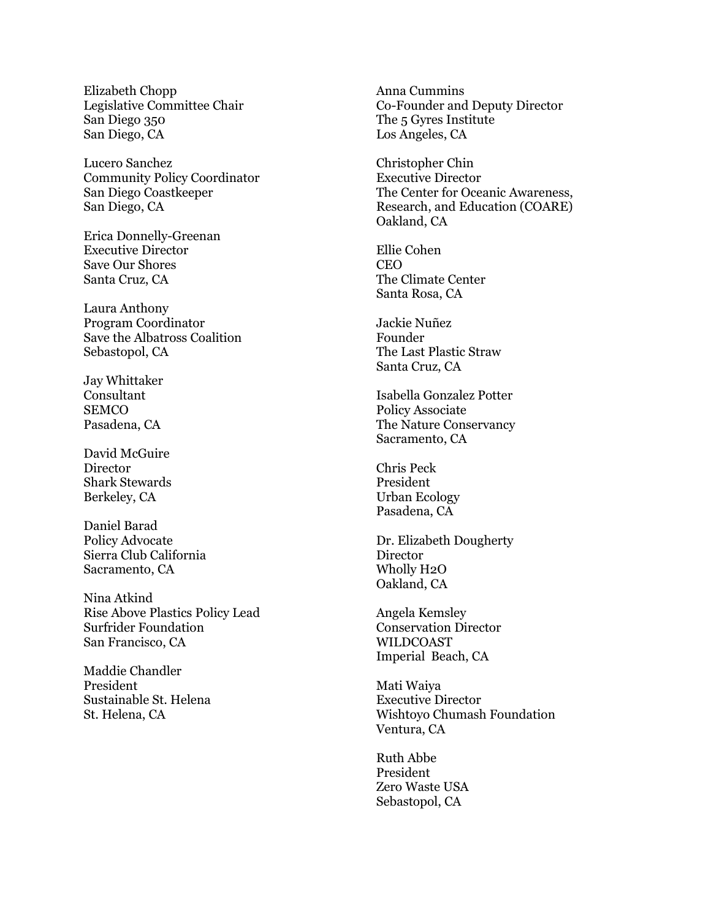Elizabeth Chopp
Legislative Committee Chair
San Diego 350
San Diego, CA

Lucero Sanchez
Community Policy Coordinator
San Diego Coastkeeper
San Diego, CA

Erica Donnelly-Greenan
Executive Director
Save Our Shores
Santa Cruz, CA

Laura Anthony
Program Coordinator
Save the Albatross Coalition
Sebastopol, CA

Jay Whittaker
Consultant
SEMCO
Pasadena, CA

David McGuire
Director
Shark Stewards
Berkeley, CA

Daniel Barad
Policy Advocate
Sierra Club California
Sacramento, CA

Nina Atkind
Rise Above Plastics Policy Lead
Surfrider Foundation
San Francisco, CA

Maddie Chandler
President
Sustainable St. Helena
St. Helena, CA

Anna Cummins
Co-Founder and Deputy Director
The 5 Gyres Institute
Los Angeles, CA

Christopher Chin
Executive Director
The Center for Oceanic Awareness, Research, and Education (COARE)
Oakland, CA

Ellie Cohen
CEO
The Climate Center
Santa Rosa, CA

Jackie Nuñez
Founder
The Last Plastic Straw
Santa Cruz, CA

Isabella Gonzalez Potter
Policy Associate
The Nature Conservancy
Sacramento, CA

Chris Peck
President
Urban Ecology
Pasadena, CA

Dr. Elizabeth Dougherty
Director
Wholly H2O
Oakland, CA

Angela Kemsley
Conservation Director
WILDCOAST
Imperial Beach, CA

Mati Waiya
Executive Director
Wishtoyo Chumash Foundation
Ventura, CA

Ruth Abbe
President
Zero Waste USA
Sebastopol, CA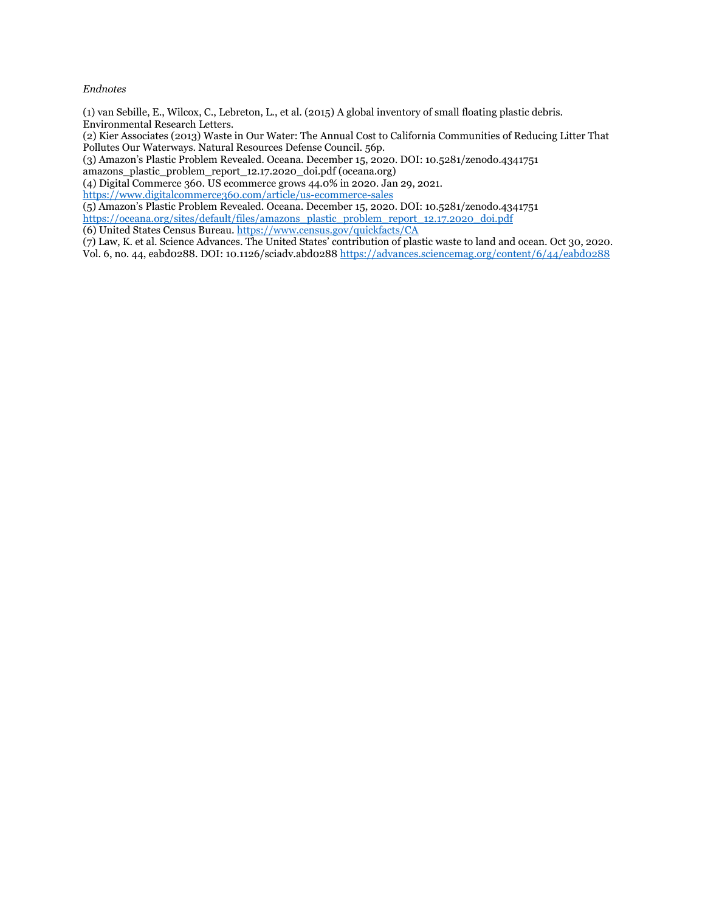*Endnotes*

(1) van Sebille, E., Wilcox, C., Lebreton, L., et al. (2015) A global inventory of small floating plastic debris. Environmental Research Letters.
(2) Kier Associates (2013) Waste in Our Water: The Annual Cost to California Communities of Reducing Litter That Pollutes Our Waterways. Natural Resources Defense Council. 56p.
(3) Amazon's Plastic Problem Revealed. Oceana. December 15, 2020. DOI: 10.5281/zenodo.4341751 amazons_plastic_problem_report_12.17.2020_doi.pdf (oceana.org)
(4) Digital Commerce 360. US ecommerce grows 44.0% in 2020. Jan 29, 2021. https://www.digitalcommerce360.com/article/us-ecommerce-sales
(5) Amazon's Plastic Problem Revealed. Oceana. December 15, 2020. DOI: 10.5281/zenodo.4341751 https://oceana.org/sites/default/files/amazons_plastic_problem_report_12.17.2020_doi.pdf
(6) United States Census Bureau. https://www.census.gov/quickfacts/CA
(7) Law, K. et al. Science Advances. The United States' contribution of plastic waste to land and ocean. Oct 30, 2020. Vol. 6, no. 44, eabd0288. DOI: 10.1126/sciadv.abd0288 https://advances.sciencemag.org/content/6/44/eabd0288